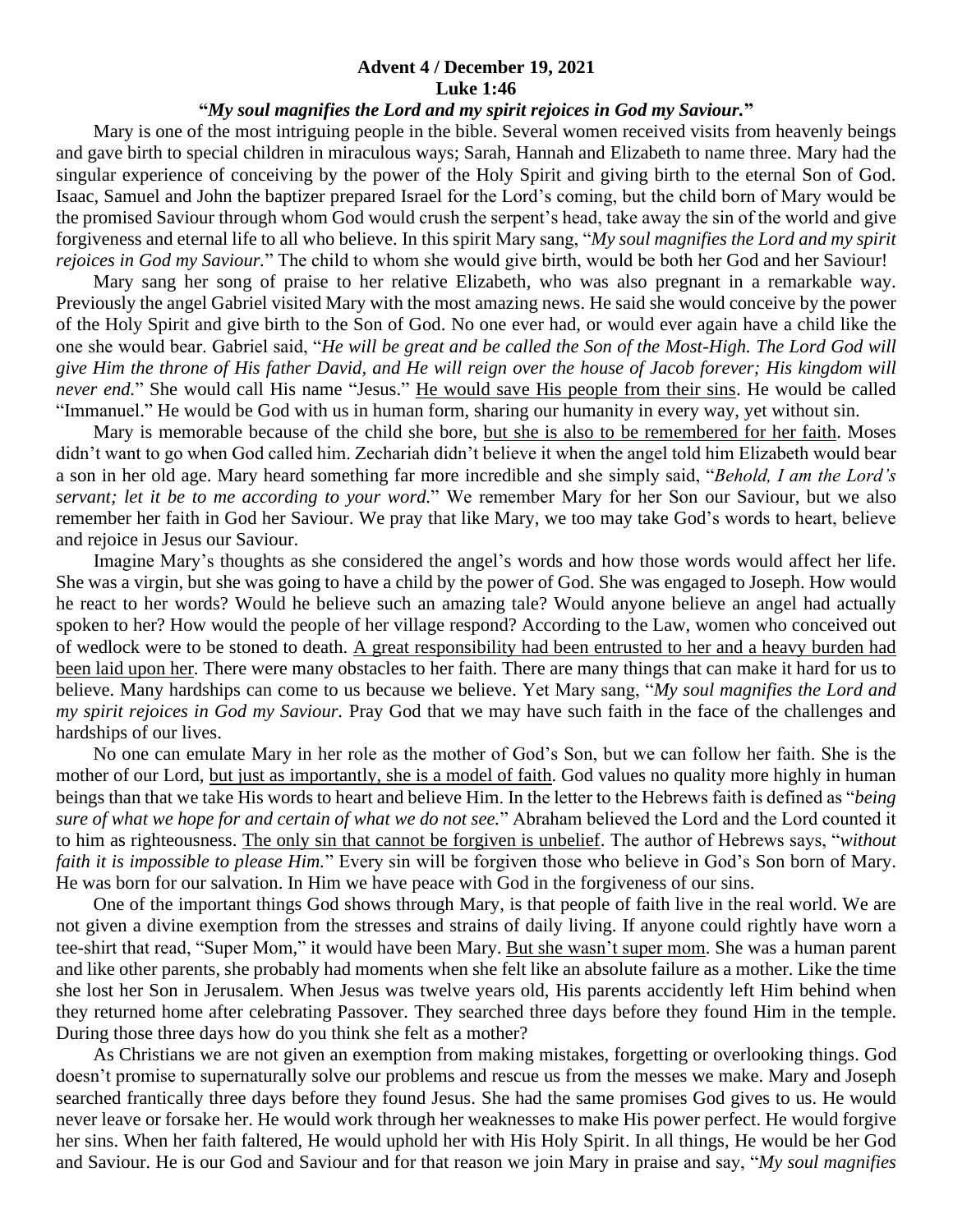**Advent 4 / December 19, 2021**
**Luke 1:46**
**"*My soul magnifies the Lord and my spirit rejoices in God my Saviour.*"**

Mary is one of the most intriguing people in the bible. Several women received visits from heavenly beings and gave birth to special children in miraculous ways; Sarah, Hannah and Elizabeth to name three. Mary had the singular experience of conceiving by the power of the Holy Spirit and giving birth to the eternal Son of God. Isaac, Samuel and John the baptizer prepared Israel for the Lord's coming, but the child born of Mary would be the promised Saviour through whom God would crush the serpent's head, take away the sin of the world and give forgiveness and eternal life to all who believe. In this spirit Mary sang, "*My soul magnifies the Lord and my spirit rejoices in God my Saviour.*" The child to whom she would give birth, would be both her God and her Saviour!

Mary sang her song of praise to her relative Elizabeth, who was also pregnant in a remarkable way. Previously the angel Gabriel visited Mary with the most amazing news. He said she would conceive by the power of the Holy Spirit and give birth to the Son of God. No one ever had, or would ever again have a child like the one she would bear. Gabriel said, "*He will be great and be called the Son of the Most-High. The Lord God will give Him the throne of His father David, and He will reign over the house of Jacob forever; His kingdom will never end.*" She would call His name "Jesus." <u>He would save His people from their sins</u>. He would be called "Immanuel." He would be God with us in human form, sharing our humanity in every way, yet without sin.

Mary is memorable because of the child she bore, <u>but she is also to be remembered for her faith</u>. Moses didn't want to go when God called him. Zechariah didn't believe it when the angel told him Elizabeth would bear a son in her old age. Mary heard something far more incredible and she simply said, "*Behold, I am the Lord's servant; let it be to me according to your word.*" We remember Mary for her Son our Saviour, but we also remember her faith in God her Saviour. We pray that like Mary, we too may take God's words to heart, believe and rejoice in Jesus our Saviour.

Imagine Mary's thoughts as she considered the angel's words and how those words would affect her life. She was a virgin, but she was going to have a child by the power of God. She was engaged to Joseph. How would he react to her words? Would he believe such an amazing tale? Would anyone believe an angel had actually spoken to her? How would the people of her village respond? According to the Law, women who conceived out of wedlock were to be stoned to death. <u>A great responsibility had been entrusted to her and a heavy burden had been laid upon her</u>. There were many obstacles to her faith. There are many things that can make it hard for us to believe. Many hardships can come to us because we believe. Yet Mary sang, "*My soul magnifies the Lord and my spirit rejoices in God my Saviour.* Pray God that we may have such faith in the face of the challenges and hardships of our lives.

No one can emulate Mary in her role as the mother of God's Son, but we can follow her faith. She is the mother of our Lord, <u>but just as importantly, she is a model of faith</u>. God values no quality more highly in human beings than that we take His words to heart and believe Him. In the letter to the Hebrews faith is defined as "*being sure of what we hope for and certain of what we do not see.*" Abraham believed the Lord and the Lord counted it to him as righteousness. <u>The only sin that cannot be forgiven is unbelief</u>. The author of Hebrews says, "*without faith it is impossible to please Him.*" Every sin will be forgiven those who believe in God's Son born of Mary. He was born for our salvation. In Him we have peace with God in the forgiveness of our sins.

One of the important things God shows through Mary, is that people of faith live in the real world. We are not given a divine exemption from the stresses and strains of daily living. If anyone could rightly have worn a tee-shirt that read, "Super Mom," it would have been Mary. <u>But she wasn't super mom</u>. She was a human parent and like other parents, she probably had moments when she felt like an absolute failure as a mother. Like the time she lost her Son in Jerusalem. When Jesus was twelve years old, His parents accidently left Him behind when they returned home after celebrating Passover. They searched three days before they found Him in the temple. During those three days how do you think she felt as a mother?

As Christians we are not given an exemption from making mistakes, forgetting or overlooking things. God doesn't promise to supernaturally solve our problems and rescue us from the messes we make. Mary and Joseph searched frantically three days before they found Jesus. She had the same promises God gives to us. He would never leave or forsake her. He would work through her weaknesses to make His power perfect. He would forgive her sins. When her faith faltered, He would uphold her with His Holy Spirit. In all things, He would be her God and Saviour. He is our God and Saviour and for that reason we join Mary in praise and say, "*My soul magnifies*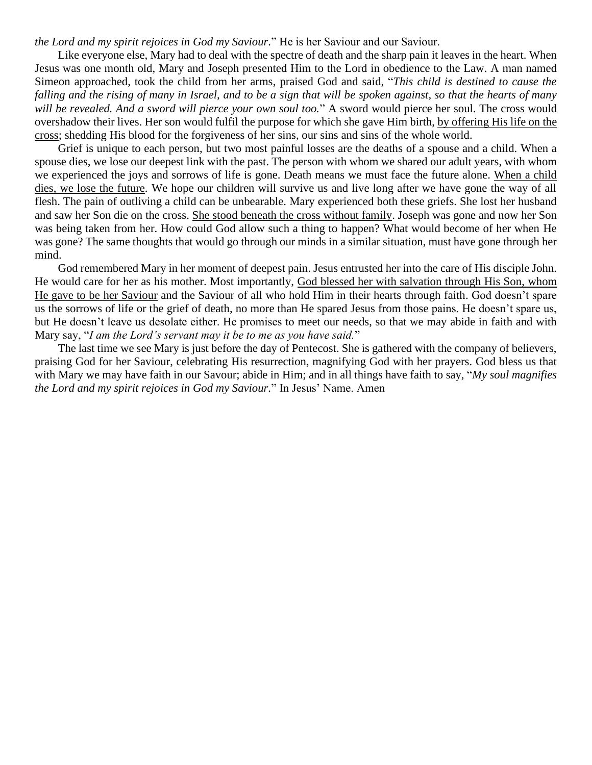*the Lord and my spirit rejoices in God my Saviour*." He is her Saviour and our Saviour.

Like everyone else, Mary had to deal with the spectre of death and the sharp pain it leaves in the heart. When Jesus was one month old, Mary and Joseph presented Him to the Lord in obedience to the Law. A man named Simeon approached, took the child from her arms, praised God and said, "*This child is destined to cause the falling and the rising of many in Israel, and to be a sign that will be spoken against, so that the hearts of many will be revealed. And a sword will pierce your own soul too.*" A sword would pierce her soul. The cross would overshadow their lives. Her son would fulfil the purpose for which she gave Him birth, <u>by offering His life on the cross</u>; shedding His blood for the forgiveness of her sins, our sins and sins of the whole world.

Grief is unique to each person, but two most painful losses are the deaths of a spouse and a child. When a spouse dies, we lose our deepest link with the past. The person with whom we shared our adult years, with whom we experienced the joys and sorrows of life is gone. Death means we must face the future alone. <u>When a child dies, we lose the future</u>. We hope our children will survive us and live long after we have gone the way of all flesh. The pain of outliving a child can be unbearable. Mary experienced both these griefs. She lost her husband and saw her Son die on the cross. <u>She stood beneath the cross without family</u>. Joseph was gone and now her Son was being taken from her. How could God allow such a thing to happen? What would become of her when He was gone? The same thoughts that would go through our minds in a similar situation, must have gone through her mind.

God remembered Mary in her moment of deepest pain. Jesus entrusted her into the care of His disciple John. He would care for her as his mother. Most importantly, <u>God blessed her with salvation through His Son, whom He gave to be her Saviour</u> and the Saviour of all who hold Him in their hearts through faith. God doesn't spare us the sorrows of life or the grief of death, no more than He spared Jesus from those pains. He doesn't spare us, but He doesn't leave us desolate either. He promises to meet our needs, so that we may abide in faith and with Mary say, "*I am the Lord's servant may it be to me as you have said.*"

The last time we see Mary is just before the day of Pentecost. She is gathered with the company of believers, praising God for her Saviour, celebrating His resurrection, magnifying God with her prayers. God bless us that with Mary we may have faith in our Savour; abide in Him; and in all things have faith to say, "*My soul magnifies the Lord and my spirit rejoices in God my Saviour*." In Jesus' Name. Amen